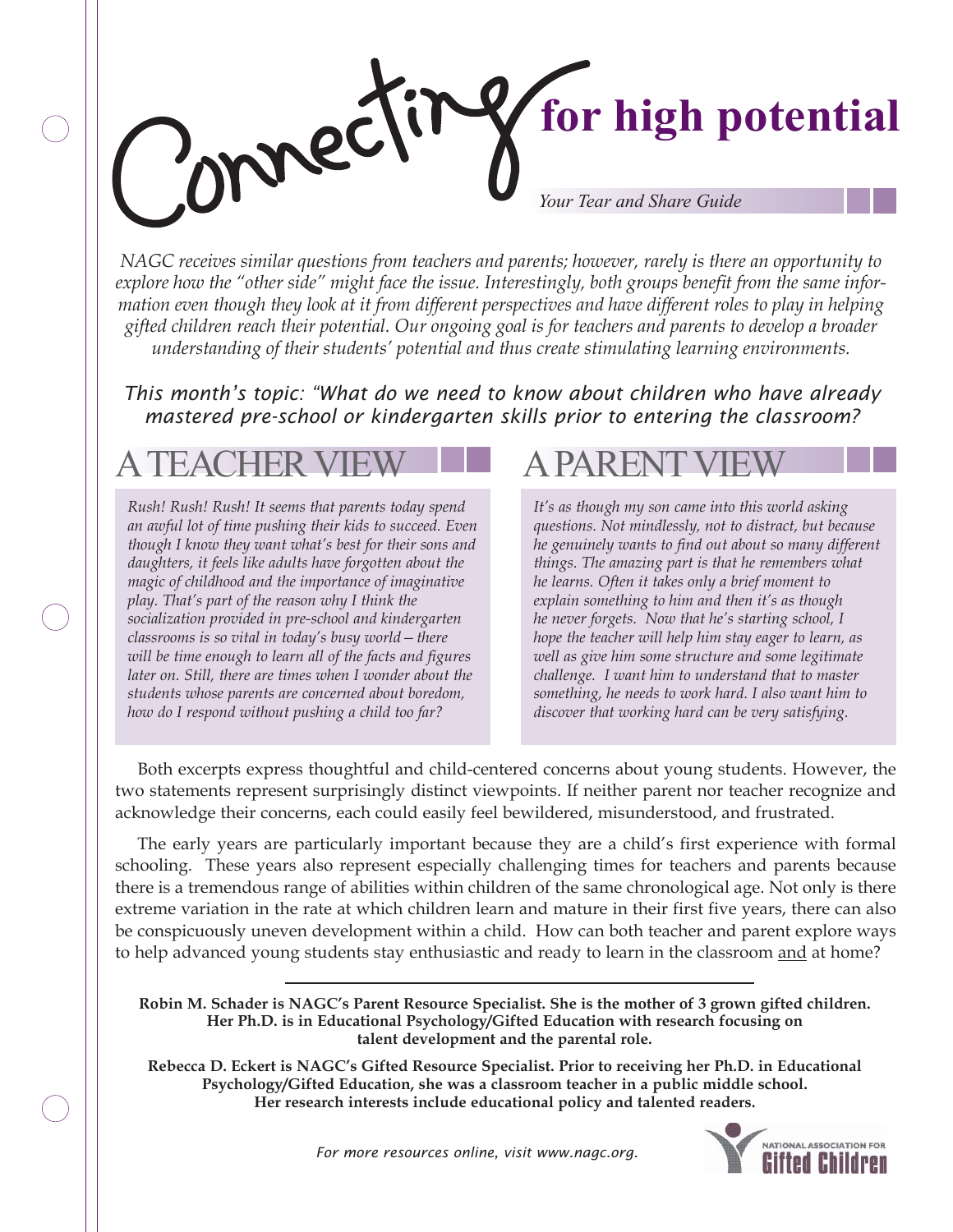# Connecting for high potential

*Your Tear and Share Guide*

*NAGC receives similar questions from teachers and parents; however, rarely is there an opportunity to explore how the "other side" might face the issue. Interestingly, both groups benefit from the same information even though they look at it from different perspectives and have different roles to play in helping gifted children reach their potential. Our ongoing goal is for teachers and parents to develop a broader understanding of their students' potential and thus create stimulating learning environments.*

*This month's topic: "What do we need to know about children who have already mastered pre-school or kindergarten skills prior to entering the classroom?*

## A TEACHER VIEW

*Rush! Rush! Rush! It seems that parents today spend an awful lot of time pushing their kids to succeed. Even though I know they want what's best for their sons and daughters, it feels like adults have forgotten about the magic of childhood and the importance of imaginative play. That's part of the reason why I think the socialization provided in pre-school and kindergarten classrooms is so vital in today's busy world—there will be time enough to learn all of the facts and figures later on. Still, there are times when I wonder about the students whose parents are concerned about boredom, how do I respond without pushing a child too far?*

## A PARENT VIEW

*It's as though my son came into this world asking questions. Not mindlessly, not to distract, but because he genuinely wants to find out about so many different things. The amazing part is that he remembers what he learns. Often it takes only a brief moment to explain something to him and then it's as though he never forgets. Now that he's starting school, I hope the teacher will help him stay eager to learn, as well as give him some structure and some legitimate challenge. I want him to understand that to master something, he needs to work hard. I also want him to discover that working hard can be very satisfying.*

Both excerpts express thoughtful and child-centered concerns about young students. However, the two statements represent surprisingly distinct viewpoints. If neither parent nor teacher recognize and acknowledge their concerns, each could easily feel bewildered, misunderstood, and frustrated.

The early years are particularly important because they are a child's first experience with formal schooling. These years also represent especially challenging times for teachers and parents because there is a tremendous range of abilities within children of the same chronological age. Not only is there extreme variation in the rate at which children learn and mature in their first five years, there can also be conspicuously uneven development within a child. How can both teacher and parent explore ways to help advanced young students stay enthusiastic and ready to learn in the classroom and at home?

---

**Robin M. Schader is NAGC's Parent Resource Specialist. She is the mother of 3 grown gifted children. Her Ph.D. is in Educational Psychology/Gifted Education with research focusing on talent development and the parental role.**

**Rebecca D. Eckert is NAGC's Gifted Resource Specialist. Prior to receiving her Ph.D. in Educational Psychology/Gifted Education, she was a classroom teacher in a public middle school. Her research interests include educational policy and talented readers.**

*For more resources online, visit www.nagc.org.*

NATIONAL ASSOCIATION FOR Gifted Children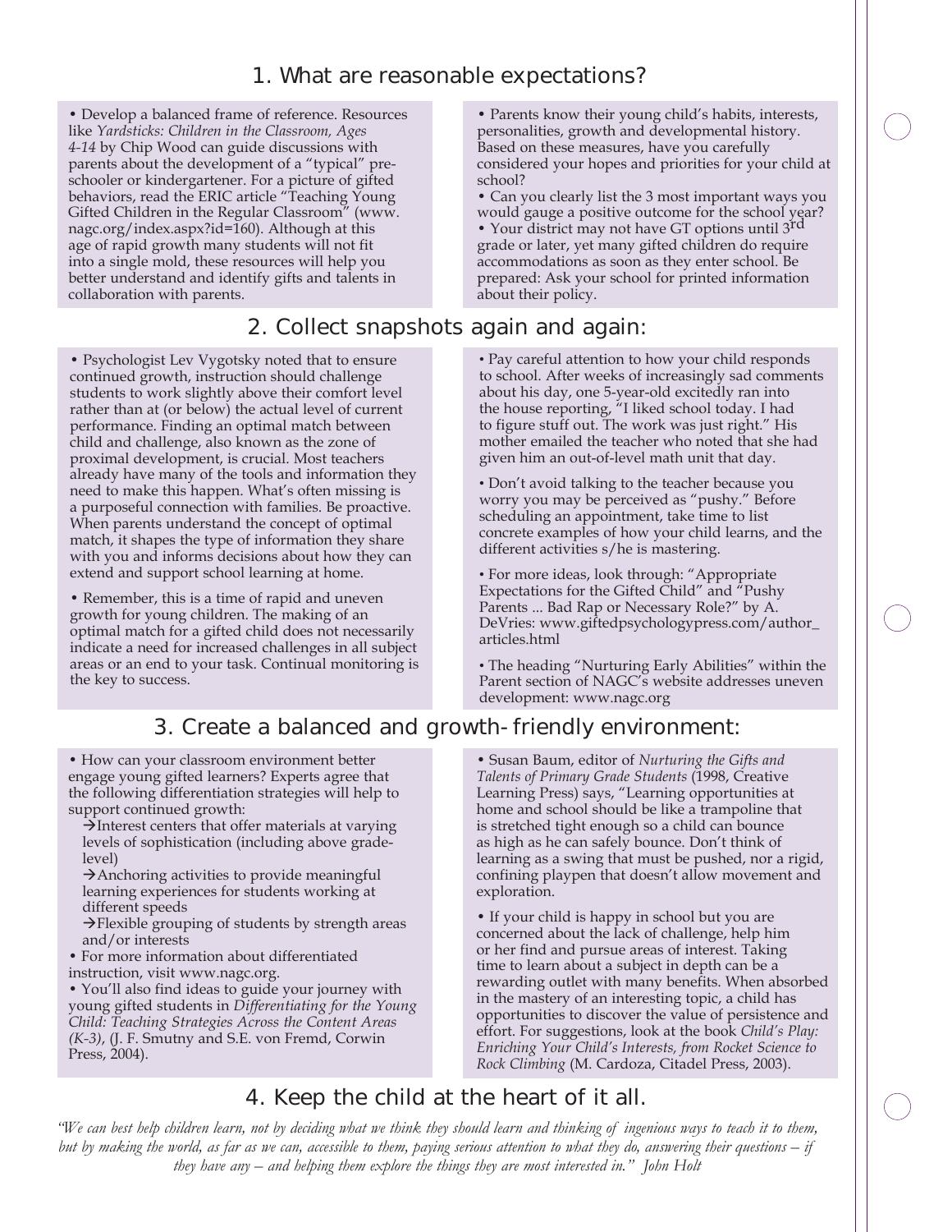## 1. What are reasonable expectations?

- Develop a balanced frame of reference. Resources like *Yardsticks: Children in the Classroom, Ages 4-14* by Chip Wood can guide discussions with parents about the development of a "typical" pre-schooler or kindergartener. For a picture of gifted behaviors, read the ERIC article "Teaching Young Gifted Children in the Regular Classroom" (www.nagc.org/index.aspx?id=160). Although at this age of rapid growth many students will not fit into a single mold, these resources will help you better understand and identify gifts and talents in collaboration with parents.

- Parents know their young child's habits, interests, personalities, growth and developmental history. Based on these measures, have you carefully considered your hopes and priorities for your child at school?
- Can you clearly list the 3 most important ways you would gauge a positive outcome for the school year?
- Your district may not have GT options until 3rd grade or later, yet many gifted children do require accommodations as soon as they enter school. Be prepared: Ask your school for printed information about their policy.

## 2. Collect snapshots again and again:

- Psychologist Lev Vygotsky noted that to ensure continued growth, instruction should challenge students to work slightly above their comfort level rather than at (or below) the actual level of current performance. Finding an optimal match between child and challenge, also known as the zone of proximal development, is crucial. Most teachers already have many of the tools and information they need to make this happen. What's often missing is a purposeful connection with families. Be proactive. When parents understand the concept of optimal match, it shapes the type of information they share with you and informs decisions about how they can extend and support school learning at home.

- Remember, this is a time of rapid and uneven growth for young children. The making of an optimal match for a gifted child does not necessarily indicate a need for increased challenges in all subject areas or an end to your task. Continual monitoring is the key to success.

- Pay careful attention to how your child responds to school. After weeks of increasingly sad comments about his day, one 5-year-old excitedly ran into the house reporting, "I liked school today. I had to figure stuff out. The work was just right." His mother emailed the teacher who noted that she had given him an out-of-level math unit that day.

- Don't avoid talking to the teacher because you worry you may be perceived as "pushy." Before scheduling an appointment, take time to list concrete examples of how your child learns, and the different activities s/he is mastering.

- For more ideas, look through: "Appropriate Expectations for the Gifted Child" and "Pushy Parents ... Bad Rap or Necessary Role?" by A. DeVries: www.giftedpsychologypress.com/author_articles.html

- The heading "Nurturing Early Abilities" within the Parent section of NAGC's website addresses uneven development: www.nagc.org

## 3. Create a balanced and growth-friendly environment:

- How can your classroom environment better engage young gifted learners? Experts agree that the following differentiation strategies will help to support continued growth:
  - →Interest centers that offer materials at varying levels of sophistication (including above grade-level)
  - →Anchoring activities to provide meaningful learning experiences for students working at different speeds
  - →Flexible grouping of students by strength areas and/or interests
- For more information about differentiated instruction, visit www.nagc.org.
- You'll also find ideas to guide your journey with young gifted students in *Differentiating for the Young Child: Teaching Strategies Across the Content Areas (K-3)*, (J. F. Smutny and S.E. von Fremd, Corwin Press, 2004).

- Susan Baum, editor of *Nurturing the Gifts and Talents of Primary Grade Students* (1998, Creative Learning Press) says, "Learning opportunities at home and school should be like a trampoline that is stretched tight enough so a child can bounce as high as he can safely bounce. Don't think of learning as a swing that must be pushed, nor a rigid, confining playpen that doesn't allow movement and exploration.

- If your child is happy in school but you are concerned about the lack of challenge, help him or her find and pursue areas of interest. Taking time to learn about a subject in depth can be a rewarding outlet with many benefits. When absorbed in the mastery of an interesting topic, a child has opportunities to discover the value of persistence and effort. For suggestions, look at the book *Child's Play: Enriching Your Child's Interests, from Rocket Science to Rock Climbing* (M. Cardoza, Citadel Press, 2003).

## 4. Keep the child at the heart of it all.

*"We can best help children learn, not by deciding what we think they should learn and thinking of ingenious ways to teach it to them, but by making the world, as far as we can, accessible to them, paying serious attention to what they do, answering their questions – if they have any – and helping them explore the things they are most interested in." John Holt*